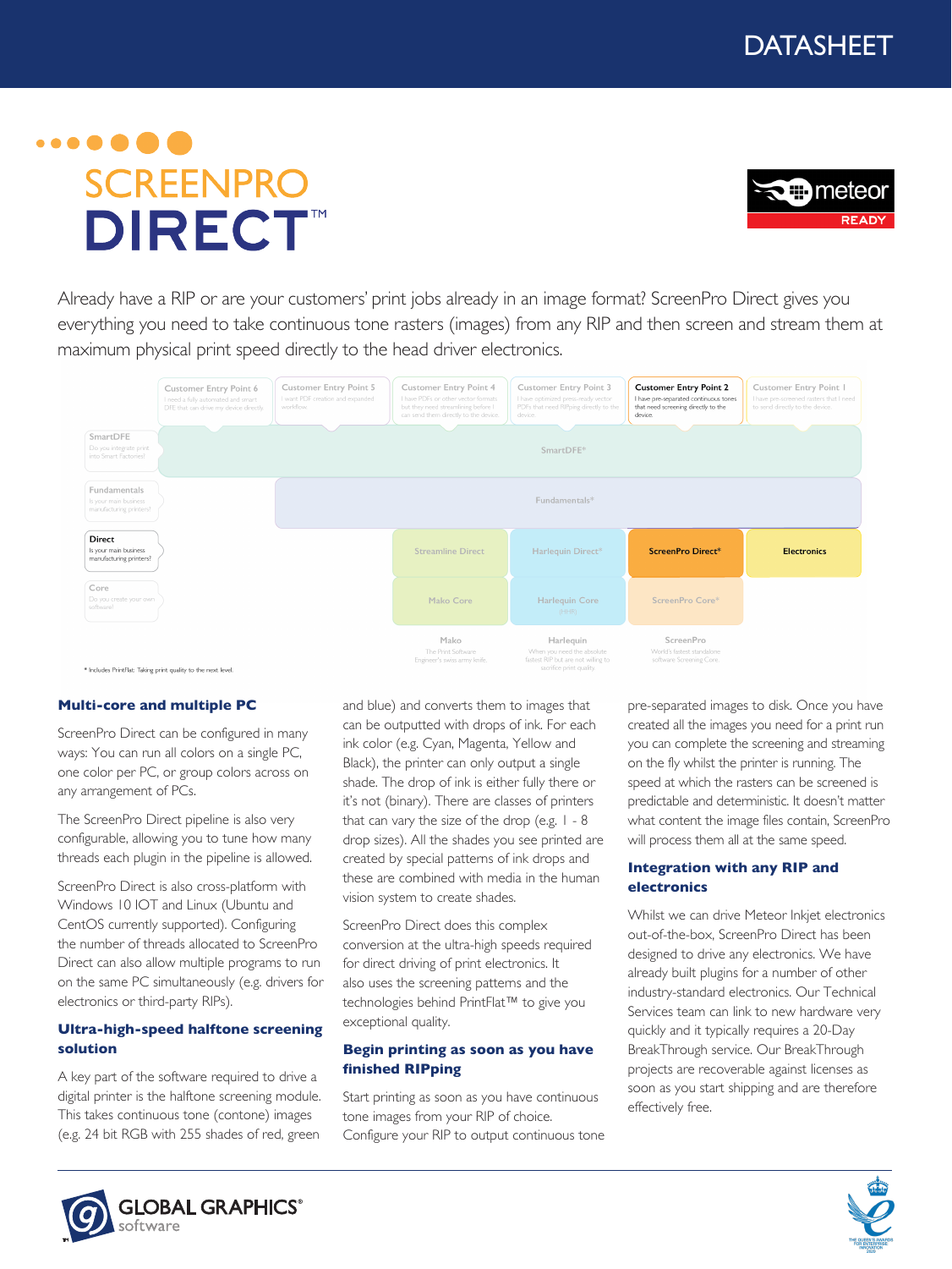DATASHEET

# SCREENPRO DIRECT™

meteor READY

Already have a RIP or are your customers' print jobs already in an image format? ScreenPro Direct gives you everything you need to take continuous tone rasters (images) from any RIP and then screen and stream them at maximum physical print speed directly to the head driver electronics.

| | Customer Entry Point 6 | Customer Entry Point 5 | Customer Entry Point 4 | Customer Entry Point 3 | Customer Entry Point 2 | Customer Entry Point 1 |
|---|---|---|---|---|---|---|
| | I need a fully automated and smart DFE that can drive my device directly. | I want PDF creation and expanded workflow. | I have PDFs or other vector formats but they need streamlining before I can send them directly to the device. | I have optimized press-ready vector PDFs that need RIPping directly to the device. | I have pre-separated continuous tones that need screening directly to the device. | I have pre-screened rasters that I need to send directly to the device. |
| SmartDFE – Do you integrate print into Smart Factories? | SmartDFE* | | | | | |
| Fundamentals – Is your main business manufacturing printers? | | Fundamentals* | | | | |
| Direct – Is your main business manufacturing printers? | | | Streamline Direct | Harlequin Direct* | ScreenPro Direct* | Electronics |
| Core – Do you create your own software? | | | Mako Core | Harlequin Core (HHR) | ScreenPro Core* | |
| | | | Mako – The Print Software Engineer's swiss army knife. | Harlequin – When you need the absolute fastest RIP but are not willing to sacrifice print quality. | ScreenPro – World's fastest standalone software Screening Core. | |

\* Includes PrintFlat: Taking print quality to the next level.

## Multi-core and multiple PC

ScreenPro Direct can be configured in many ways: You can run all colors on a single PC, one color per PC, or group colors across on any arrangement of PCs.

The ScreenPro Direct pipeline is also very configurable, allowing you to tune how many threads each plugin in the pipeline is allowed.

ScreenPro Direct is also cross-platform with Windows 10 IOT and Linux (Ubuntu and CentOS currently supported). Configuring the number of threads allocated to ScreenPro Direct can also allow multiple programs to run on the same PC simultaneously (e.g. drivers for electronics or third-party RIPs).

## Ultra-high-speed halftone screening solution

A key part of the software required to drive a digital printer is the halftone screening module. This takes continuous tone (contone) images (e.g. 24 bit RGB with 255 shades of red, green and blue) and converts them to images that can be outputted with drops of ink. For each ink color (e.g. Cyan, Magenta, Yellow and Black), the printer can only output a single shade. The drop of ink is either fully there or it's not (binary). There are classes of printers that can vary the size of the drop (e.g. 1 - 8 drop sizes). All the shades you see printed are created by special patterns of ink drops and these are combined with media in the human vision system to create shades.

ScreenPro Direct does this complex conversion at the ultra-high speeds required for direct driving of print electronics. It also uses the screening patterns and the technologies behind PrintFlat™ to give you exceptional quality.

## Begin printing as soon as you have finished RIPping

Start printing as soon as you have continuous tone images from your RIP of choice. Configure your RIP to output continuous tone pre-separated images to disk. Once you have created all the images you need for a print run you can complete the screening and streaming on the fly whilst the printer is running. The speed at which the rasters can be screened is predictable and deterministic. It doesn't matter what content the image files contain, ScreenPro will process them all at the same speed.

## Integration with any RIP and electronics

Whilst we can drive Meteor Inkjet electronics out-of-the-box, ScreenPro Direct has been designed to drive any electronics. We have already built plugins for a number of other industry-standard electronics. Our Technical Services team can link to new hardware very quickly and it typically requires a 20-Day BreakThrough service. Our BreakThrough projects are recoverable against licenses as soon as you start shipping and are therefore effectively free.

GLOBAL GRAPHICS® software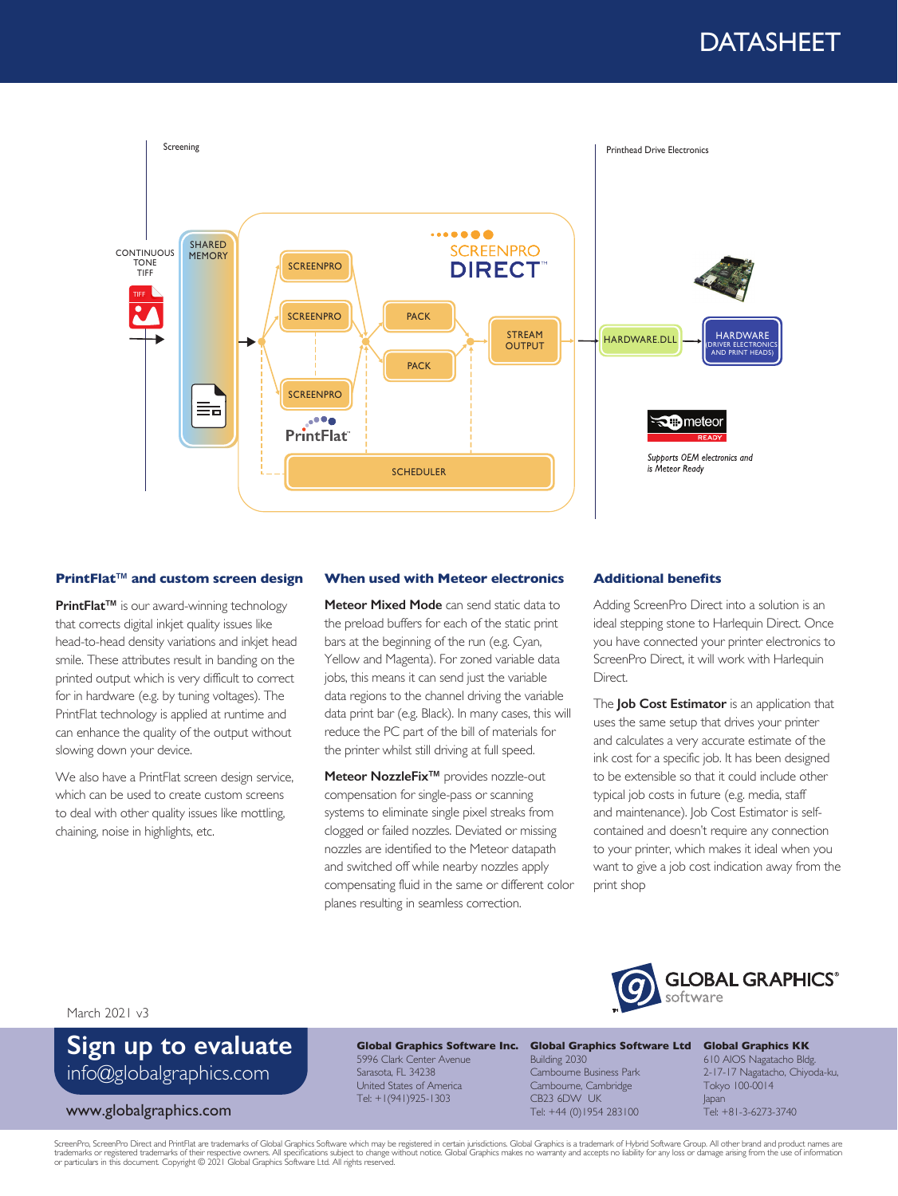DATASHEET

Screening

Printhead Drive Electronics

CONTINUOUS TONE TIFF

SHARED MEMORY

SCREENPRO

SCREENPRO

SCREENPRO

PACK

PACK

STREAM OUTPUT

SCREENPRO DIRECT™

PrintFlat™

SCHEDULER

HARDWARE.DLL

HARDWARE (DRIVER ELECTRONICS AND PRINT HEADS)

meteor READY

*Supports OEM electronics and is Meteor Ready*

### PrintFlat™ and custom screen design

**PrintFlat™** is our award-winning technology that corrects digital inkjet quality issues like head-to-head density variations and inkjet head smile. These attributes result in banding on the printed output which is very difficult to correct for in hardware (e.g. by tuning voltages). The PrintFlat technology is applied at runtime and can enhance the quality of the output without slowing down your device.

We also have a PrintFlat screen design service, which can be used to create custom screens to deal with other quality issues like mottling, chaining, noise in highlights, etc.

### When used with Meteor electronics

**Meteor Mixed Mode** can send static data to the preload buffers for each of the static print bars at the beginning of the run (e.g. Cyan, Yellow and Magenta). For zoned variable data jobs, this means it can send just the variable data regions to the channel driving the variable data print bar (e.g. Black). In many cases, this will reduce the PC part of the bill of materials for the printer whilst still driving at full speed.

**Meteor NozzleFix™** provides nozzle-out compensation for single-pass or scanning systems to eliminate single pixel streaks from clogged or failed nozzles. Deviated or missing nozzles are identified to the Meteor datapath and switched off while nearby nozzles apply compensating fluid in the same or different color planes resulting in seamless correction.

### Additional benefits

Adding ScreenPro Direct into a solution is an ideal stepping stone to Harlequin Direct. Once you have connected your printer electronics to ScreenPro Direct, it will work with Harlequin Direct.

The **Job Cost Estimator** is an application that uses the same setup that drives your printer and calculates a very accurate estimate of the ink cost for a specific job. It has been designed to be extensible so that it could include other typical job costs in future (e.g. media, staff and maintenance). Job Cost Estimator is self-contained and doesn't require any connection to your printer, which makes it ideal when you want to give a job cost indication away from the print shop

GLOBAL GRAPHICS® software

March 2021 v3

## Sign up to evaluate

info@globalgraphics.com

www.globalgraphics.com

**Global Graphics Software Inc.**
5996 Clark Center Avenue
Sarasota, FL 34238
United States of America
Tel: +1(941)925-1303

**Global Graphics Software Ltd**
Building 2030
Cambourne Business Park
Cambourne, Cambridge
CB23 6DW UK
Tel: +44 (0)1954 283100

**Global Graphics KK**
610 AIOS Nagatacho Bldg,
2-17-17 Nagatacho, Chiyoda-ku,
Tokyo 100-0014
Japan
Tel: +81-3-6273-3740

ScreenPro, ScreenPro Direct and PrintFlat are trademarks of Global Graphics Software which may be registered in certain jurisdictions. Global Graphics is a trademark of Hybrid Software Group. All other brand and product names are trademarks or registered trademarks of their respective owners. All specifications subject to change without notice. Global Graphics makes no warranty and accepts no liability for any loss or damage arising from the use of information or particulars in this document. Copyright © 2021 Global Graphics Software Ltd. All rights reserved.